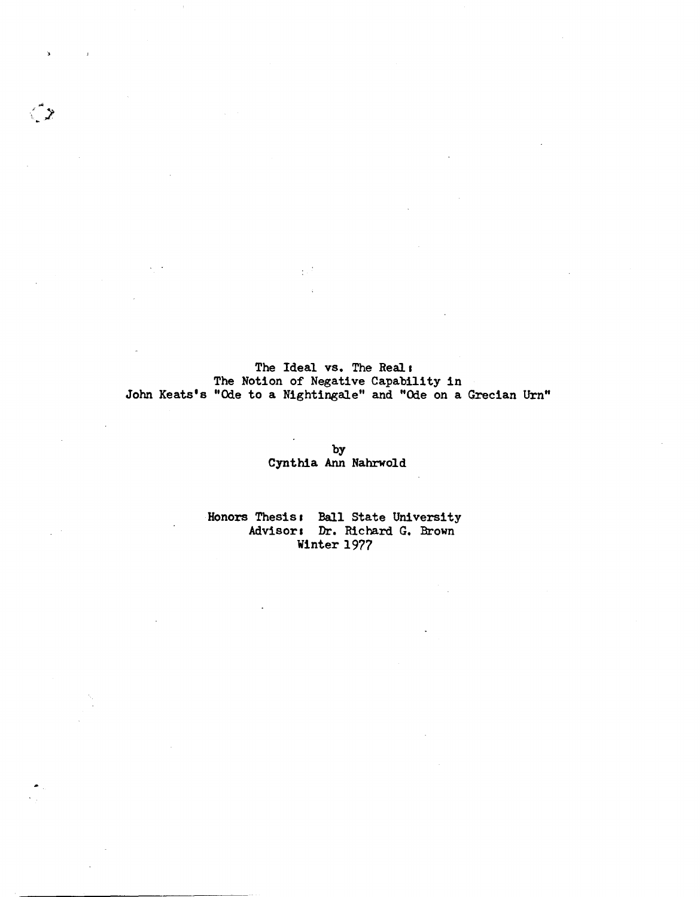# The Ideal vs. The Real:
## The Notion of Negative Capability in John Keats's "Ode to a Nightingale" and "Ode on a Grecian Urn"

by
Cynthia Ann Nahrwold

Honors Thesis: Ball State University
Advisor: Dr. Richard G. Brown
Winter 1977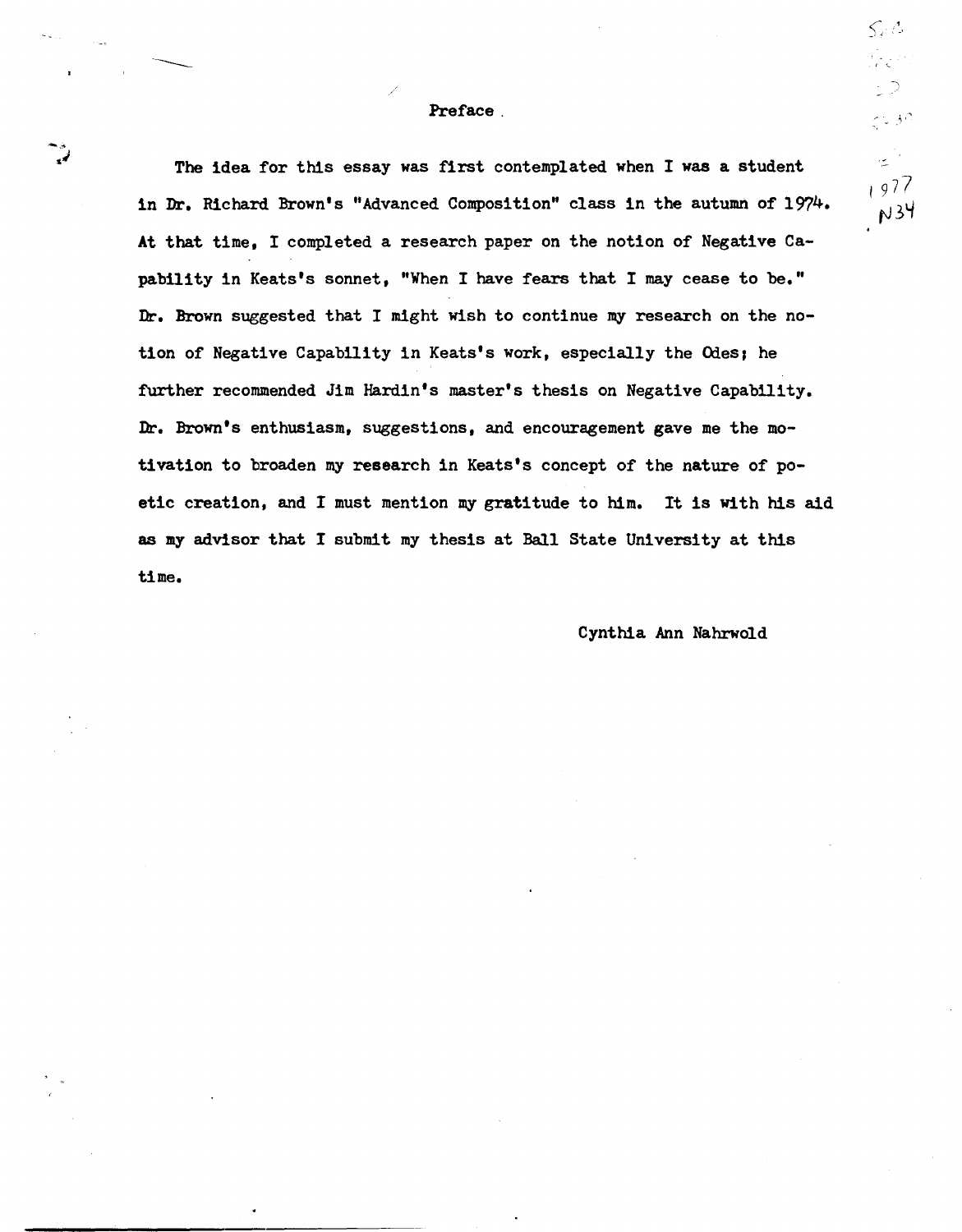# Preface

The idea for this essay was first contemplated when I was a student in Dr. Richard Brown's "Advanced Composition" class in the autumn of 1974. At that time, I completed a research paper on the notion of Negative Capability in Keats's sonnet, "When I have fears that I may cease to be." Dr. Brown suggested that I might wish to continue my research on the notion of Negative Capability in Keats's work, especially the Odes; he further recommended Jim Hardin's master's thesis on Negative Capability. Dr. Brown's enthusiasm, suggestions, and encouragement gave me the motivation to broaden my research in Keats's concept of the nature of poetic creation, and I must mention my gratitude to him. It is with his aid as my advisor that I submit my thesis at Ball State University at this time.

Cynthia Ann Nahrwold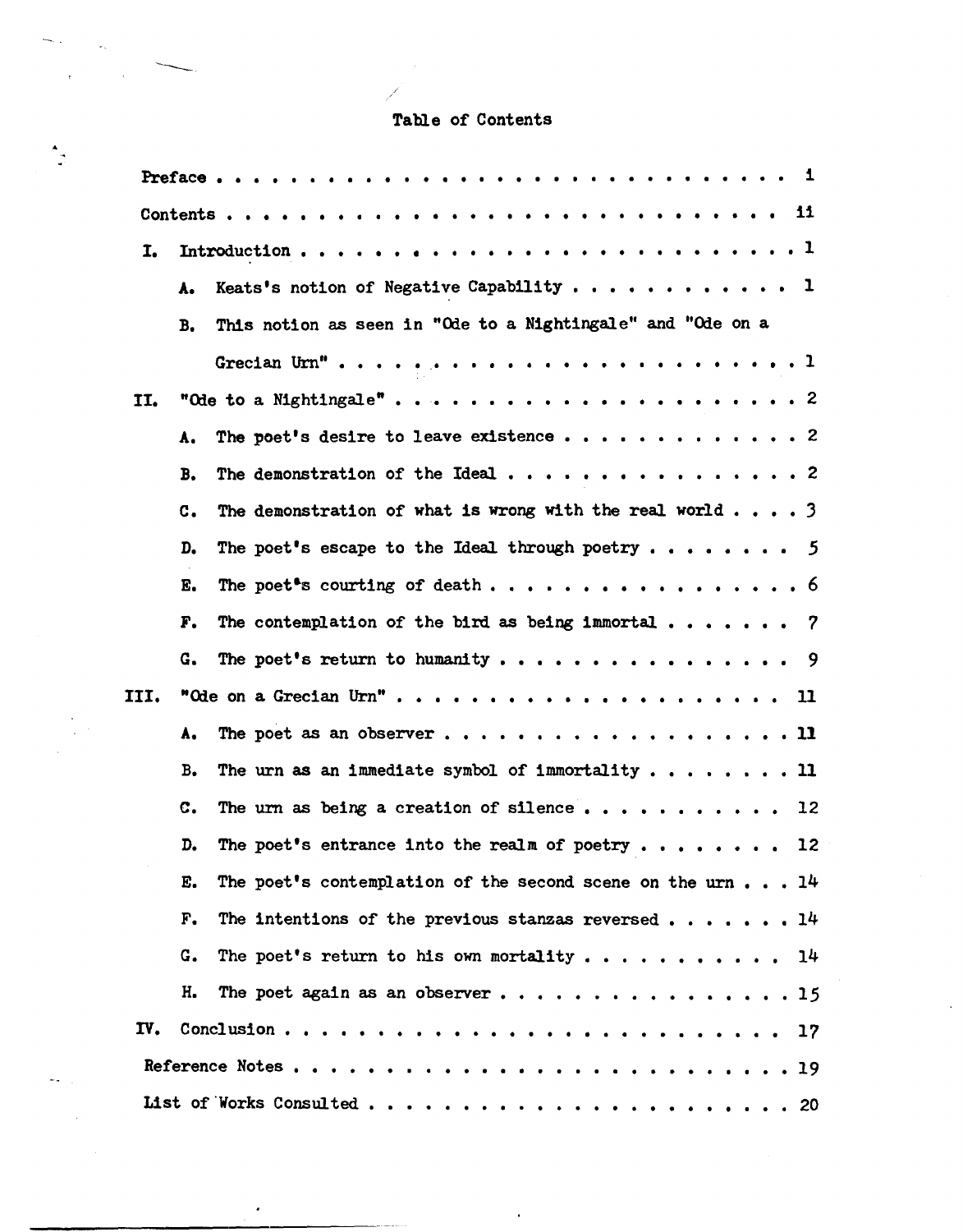# Table of Contents

Preface . . . . . . . . . . . . . . . . . . . . . . . . . . i

Contents . . . . . . . . . . . . . . . . . . . . . . . . . ii

I. Introduction . . . . . . . . . . . . . . . . . . . . . . 1

  A. Keats's notion of Negative Capability . . . . . . . . . . . 1

  B. This notion as seen in "Ode to a Nightingale" and "Ode on a Grecian Urn" . . . . . . . . . . . . . . . . . . . . . . 1

II. "Ode to a Nightingale" . . . . . . . . . . . . . . . . . . 2

  A. The poet's desire to leave existence . . . . . . . . . . . 2

  B. The demonstration of the Ideal . . . . . . . . . . . . . . 2

  C. The demonstration of what is wrong with the real world . . . . 3

  D. The poet's escape to the Ideal through poetry . . . . . . . 5

  E. The poet's courting of death . . . . . . . . . . . . . . . 6

  F. The contemplation of the bird as being immortal . . . . . . 7

  G. The poet's return to humanity . . . . . . . . . . . . . . 9

III. "Ode on a Grecian Urn" . . . . . . . . . . . . . . . . . . 11

  A. The poet as an observer . . . . . . . . . . . . . . . . . 11

  B. The urn as an immediate symbol of immortality . . . . . . . 11

  C. The urn as being a creation of silence . . . . . . . . . . 12

  D. The poet's entrance into the realm of poetry . . . . . . . 12

  E. The poet's contemplation of the second scene on the urn . . . 14

  F. The intentions of the previous stanzas reversed . . . . . . 14

  G. The poet's return to his own mortality . . . . . . . . . . 14

  H. The poet again as an observer . . . . . . . . . . . . . . 15

IV. Conclusion . . . . . . . . . . . . . . . . . . . . . . . . 17

Reference Notes . . . . . . . . . . . . . . . . . . . . . . . 19

List of Works Consulted . . . . . . . . . . . . . . . . . . . 20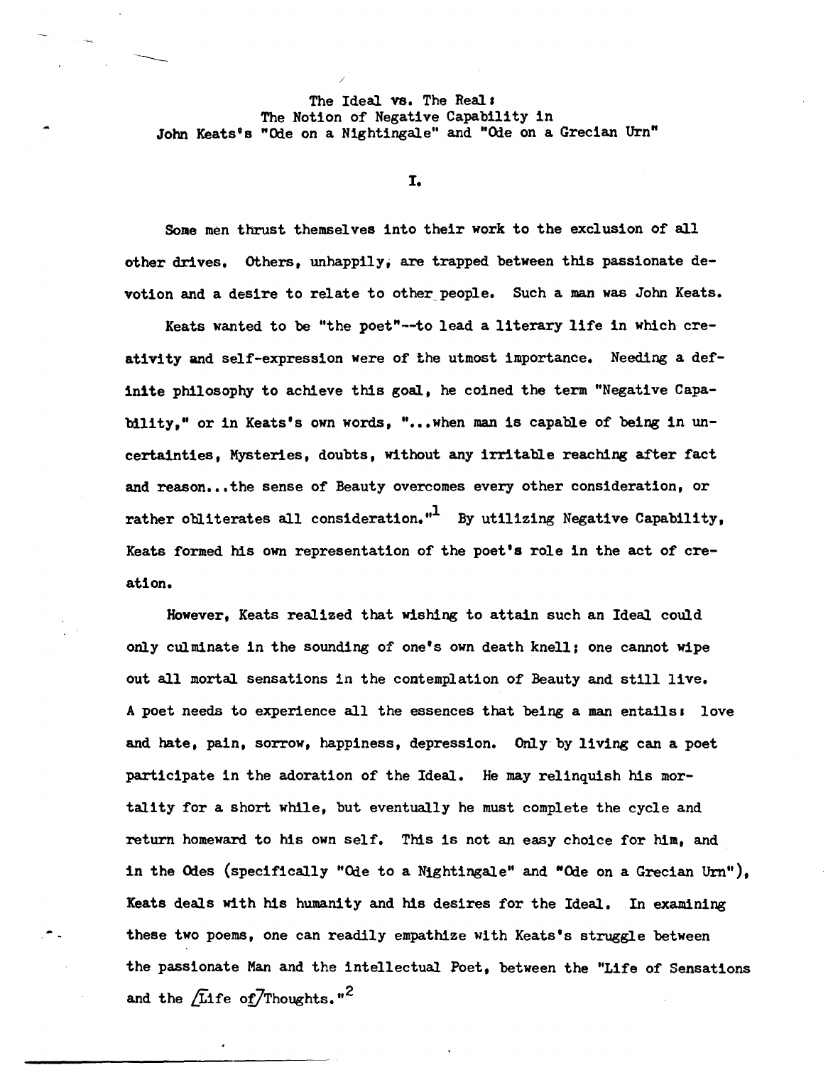# The Ideal vs. The Real: The Notion of Negative Capability in John Keats's "Ode on a Nightingale" and "Ode on a Grecian Urn"

## I.

Some men thrust themselves into their work to the exclusion of all other drives. Others, unhappily, are trapped between this passionate devotion and a desire to relate to other people. Such a man was John Keats.

Keats wanted to be "the poet"--to lead a literary life in which creativity and self-expression were of the utmost importance. Needing a definite philosophy to achieve this goal, he coined the term "Negative Capability," or in Keats's own words, "...when man is capable of being in uncertainties, Mysteries, doubts, without any irritable reaching after fact and reason...the sense of Beauty overcomes every other consideration, or rather obliterates all consideration."[1] By utilizing Negative Capability, Keats formed his own representation of the poet's role in the act of creation.

However, Keats realized that wishing to attain such an Ideal could only culminate in the sounding of one's own death knell; one cannot wipe out all mortal sensations in the contemplation of Beauty and still live. A poet needs to experience all the essences that being a man entails: love and hate, pain, sorrow, happiness, depression. Only by living can a poet participate in the adoration of the Ideal. He may relinquish his mortality for a short while, but eventually he must complete the cycle and return homeward to his own self. This is not an easy choice for him, and in the Odes (specifically "Ode to a Nightingale" and "Ode on a Grecian Urn"), Keats deals with his humanity and his desires for the Ideal. In examining these two poems, one can readily empathize with Keats's struggle between the passionate Man and the intellectual Poet, between the "Life of Sensations and the [Life of] Thoughts."[2]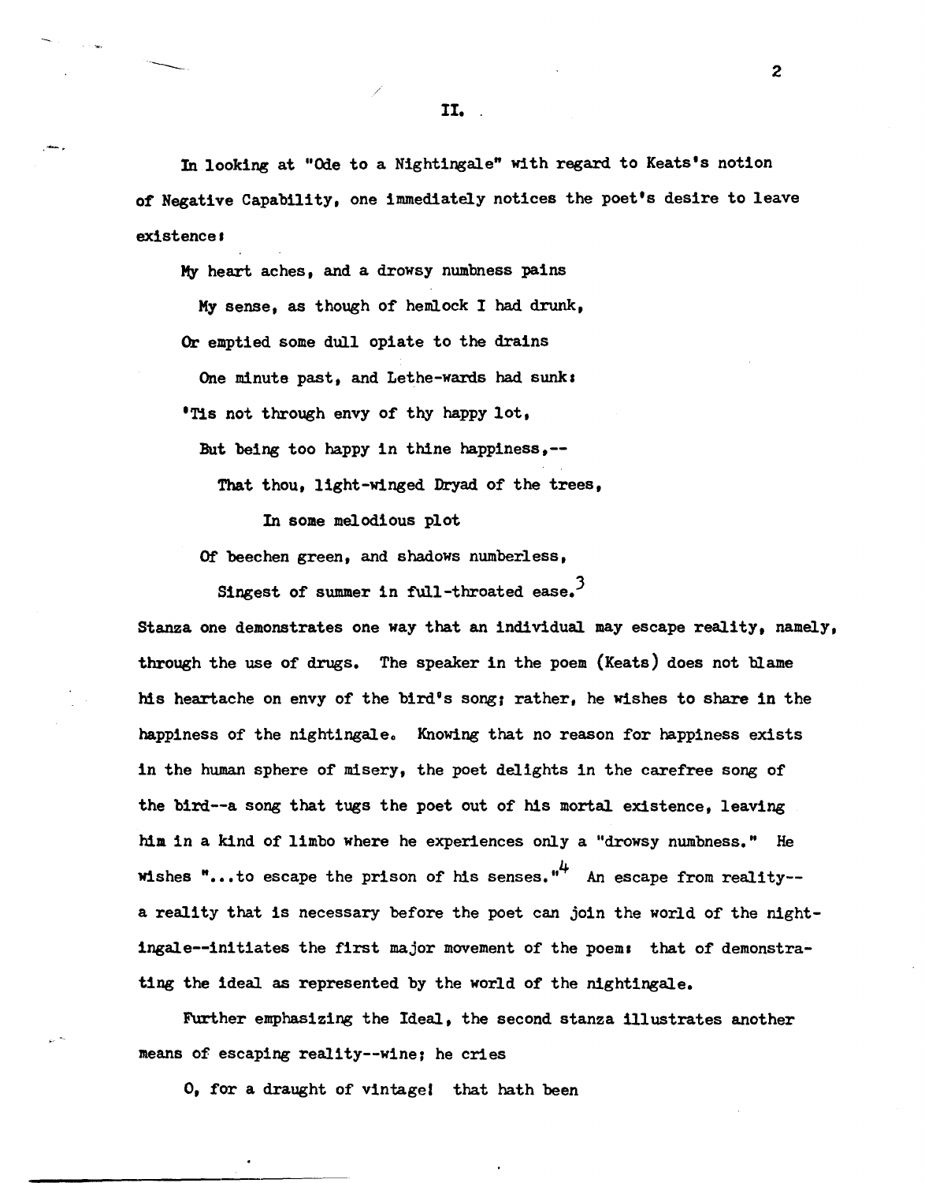## II.

In looking at "Ode to a Nightingale" with regard to Keats's notion of Negative Capability, one immediately notices the poet's desire to leave existence:

> My heart aches, and a drowsy numbness pains
>
> My sense, as though of hemlock I had drunk,
>
> Or emptied some dull opiate to the drains
>
> One minute past, and Lethe-wards had sunk:
>
> 'Tis not through envy of thy happy lot,
>
> But being too happy in thine happiness,--
>
> That thou, light-winged Dryad of the trees,
>
> In some melodious plot
>
> Of beechen green, and shadows numberless,
>
> Singest of summer in full-throated ease.[3]

Stanza one demonstrates one way that an individual may escape reality, namely, through the use of drugs. The speaker in the poem (Keats) does not blame his heartache on envy of the bird's song; rather, he wishes to share in the happiness of the nightingale. Knowing that no reason for happiness exists in the human sphere of misery, the poet delights in the carefree song of the bird--a song that tugs the poet out of his mortal existence, leaving him in a kind of limbo where he experiences only a "drowsy numbness." He wishes "...to escape the prison of his senses."[4] An escape from reality--a reality that is necessary before the poet can join the world of the nightingale--initiates the first major movement of the poem: that of demonstrating the ideal as represented by the world of the nightingale.

Further emphasizing the Ideal, the second stanza illustrates another means of escaping reality--wine; he cries

> O, for a draught of vintage! that hath been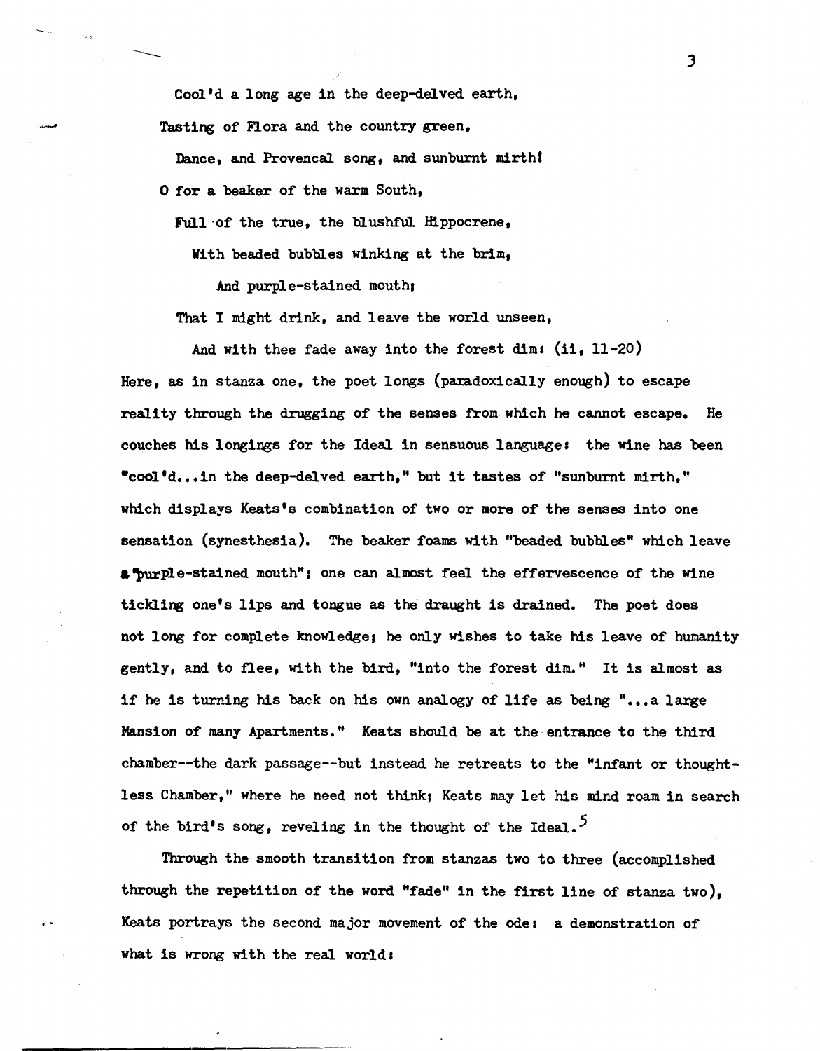Cool'd a long age in the deep-delved earth,

Tasting of Flora and the country green,

Dance, and Provencal song, and sunburnt mirth!

O for a beaker of the warm South,

Full of the true, the blushful Hippocrene,

With beaded bubbles winking at the brim,

And purple-stained mouth;

That I might drink, and leave the world unseen,

And with thee fade away into the forest dim: (ii, 11-20)

Here, as in stanza one, the poet longs (paradoxically enough) to escape reality through the drugging of the senses from which he cannot escape. He couches his longings for the Ideal in sensuous language: the wine has been "cool'd...in the deep-delved earth," but it tastes of "sunburnt mirth," which displays Keats's combination of two or more of the senses into one sensation (synesthesia). The beaker foams with "beaded bubbles" which leave a "purple-stained mouth"; one can almost feel the effervescence of the wine tickling one's lips and tongue as the draught is drained. The poet does not long for complete knowledge; he only wishes to take his leave of humanity gently, and to flee, with the bird, "into the forest dim." It is almost as if he is turning his back on his own analogy of life as being "...a large Mansion of many Apartments." Keats should be at the entrance to the third chamber--the dark passage--but instead he retreats to the "infant or thoughtless Chamber," where he need not think; Keats may let his mind roam in search of the bird's song, reveling in the thought of the Ideal.[5]

Through the smooth transition from stanzas two to three (accomplished through the repetition of the word "fade" in the first line of stanza two), Keats portrays the second major movement of the ode: a demonstration of what is wrong with the real world: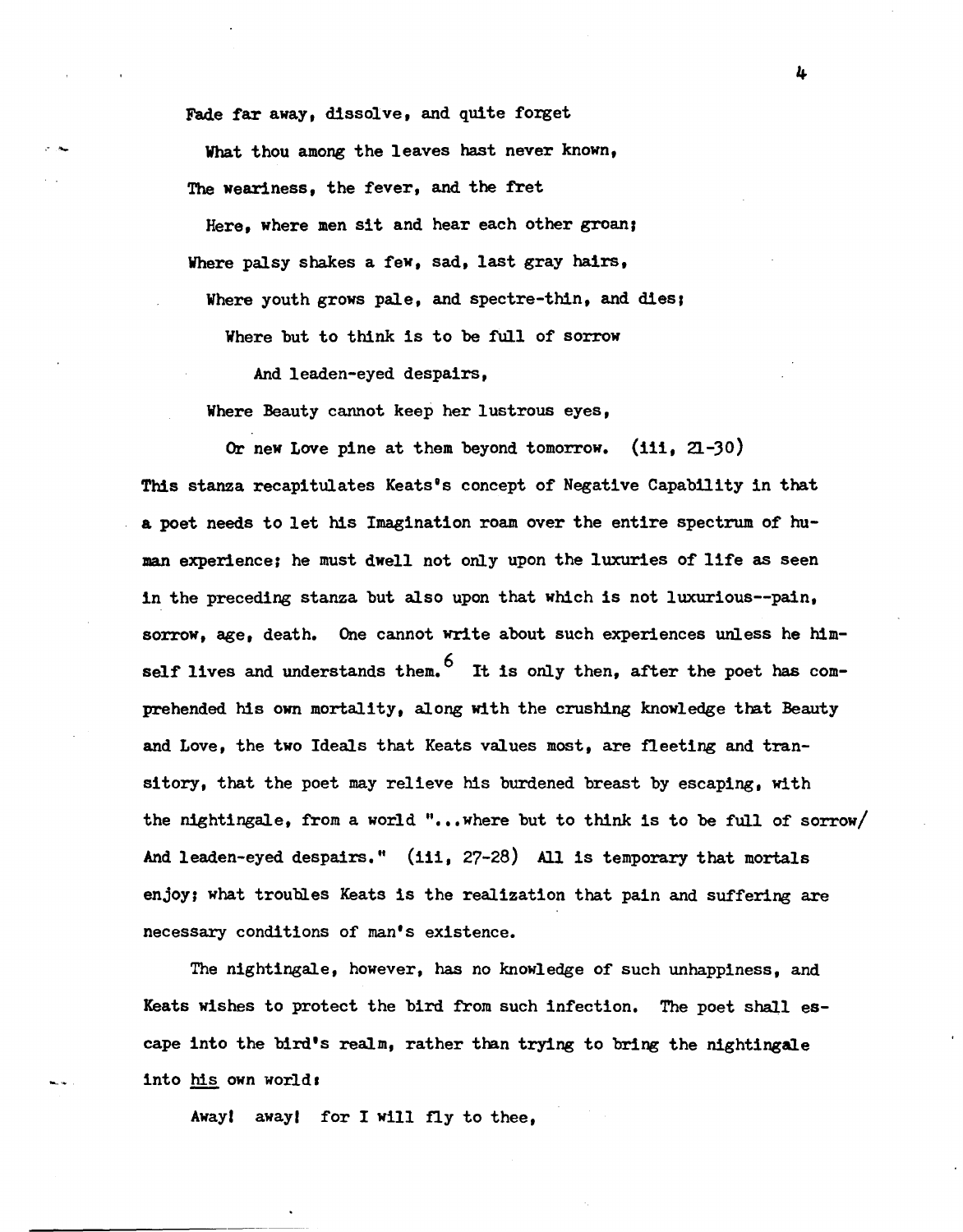Fade far away, dissolve, and quite forget

What thou among the leaves hast never known,

The weariness, the fever, and the fret

Here, where men sit and hear each other groan;

Where palsy shakes a few, sad, last gray hairs,

Where youth grows pale, and spectre-thin, and dies;

Where but to think is to be full of sorrow

And leaden-eyed despairs,

Where Beauty cannot keep her lustrous eyes,

Or new Love pine at them beyond tomorrow. (iii, 21-30)

This stanza recapitulates Keats's concept of Negative Capability in that a poet needs to let his Imagination roam over the entire spectrum of human experience; he must dwell not only upon the luxuries of life as seen in the preceding stanza but also upon that which is not luxurious--pain, sorrow, age, death. One cannot write about such experiences unless he himself lives and understands them.[6] It is only then, after the poet has comprehended his own mortality, along with the crushing knowledge that Beauty and Love, the two Ideals that Keats values most, are fleeting and transitory, that the poet may relieve his burdened breast by escaping, with the nightingale, from a world "...where but to think is to be full of sorrow/ And leaden-eyed despairs." (iii, 27-28) All is temporary that mortals enjoy; what troubles Keats is the realization that pain and suffering are necessary conditions of man's existence.

The nightingale, however, has no knowledge of such unhappiness, and Keats wishes to protect the bird from such infection. The poet shall escape into the bird's realm, rather than trying to bring the nightingale into *his* own world:

Away! away! for I will fly to thee,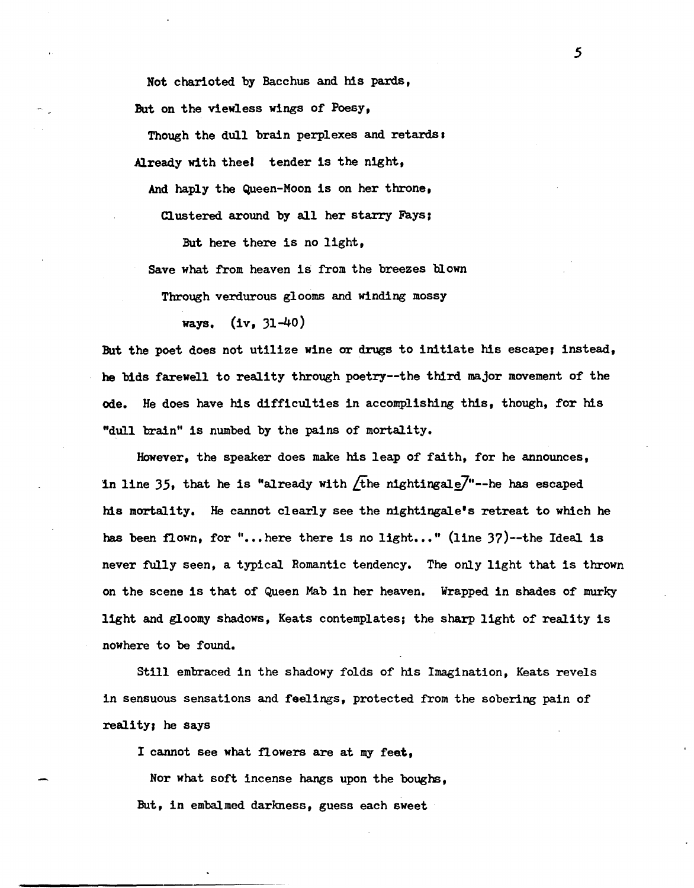Not charioted by Bacchus and his pards,

But on the viewless wings of Poesy,

Though the dull brain perplexes and retards:

Already with thee! tender is the night,

And haply the Queen-Moon is on her throne,

Clustered around by all her starry Fays;

But here there is no light,

Save what from heaven is from the breezes blown

Through verdurous glooms and winding mossy

ways. (iv, 31-40)

But the poet does not utilize wine or drugs to initiate his escape; instead, he bids farewell to reality through poetry--the third major movement of the ode. He does have his difficulties in accomplishing this, though, for his "dull brain" is numbed by the pains of mortality.

However, the speaker does make his leap of faith, for he announces, in line 35, that he is "already with [the nightingale]"--he has escaped his mortality. He cannot clearly see the nightingale's retreat to which he has been flown, for "...here there is no light..." (line 37)--the Ideal is never fully seen, a typical Romantic tendency. The only light that is thrown on the scene is that of Queen Mab in her heaven. Wrapped in shades of murky light and gloomy shadows, Keats contemplates; the sharp light of reality is nowhere to be found.

Still embraced in the shadowy folds of his Imagination, Keats revels in sensuous sensations and feelings, protected from the sobering pain of reality; he says

I cannot see what flowers are at my feet,

Nor what soft incense hangs upon the boughs,

But, in embalmed darkness, guess each sweet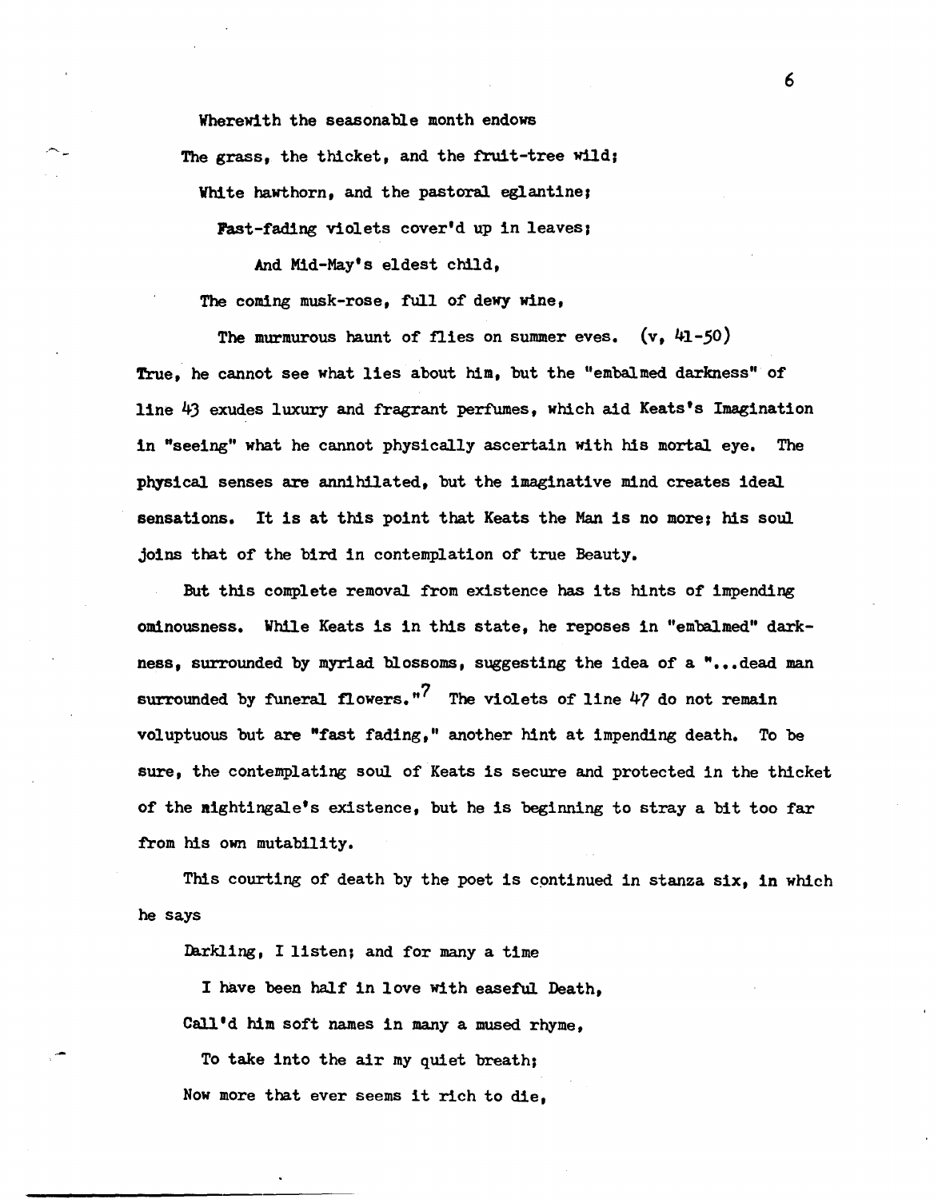Wherewith the seasonable month endows
  The grass, the thicket, and the fruit-tree wild;
    White hawthorn, and the pastoral eglantine;
      Fast-fading violets cover'd up in leaves;
        And Mid-May's eldest child,
    The coming musk-rose, full of dewy wine,
      The murmurous haunt of flies on summer eves. (v, 41-50)

True, he cannot see what lies about him, but the "embalmed darkness" of line 43 exudes luxury and fragrant perfumes, which aid Keats's Imagination in "seeing" what he cannot physically ascertain with his mortal eye. The physical senses are annihilated, but the imaginative mind creates ideal sensations. It is at this point that Keats the Man is no more; his soul joins that of the bird in contemplation of true Beauty.

But this complete removal from existence has its hints of impending ominousness. While Keats is in this state, he reposes in "embalmed" darkness, surrounded by myriad blossoms, suggesting the idea of a "...dead man surrounded by funeral flowers."[7] The violets of line 47 do not remain voluptuous but are "fast fading," another hint at impending death. To be sure, the contemplating soul of Keats is secure and protected in the thicket of the nightingale's existence, but he is beginning to stray a bit too far from his own mutability.

This courting of death by the poet is continued in stanza six, in which he says

Darkling, I listen; and for many a time
  I have been half in love with easeful Death,
Call'd him soft names in many a mused rhyme,
  To take into the air my quiet breath;
Now more that ever seems it rich to die,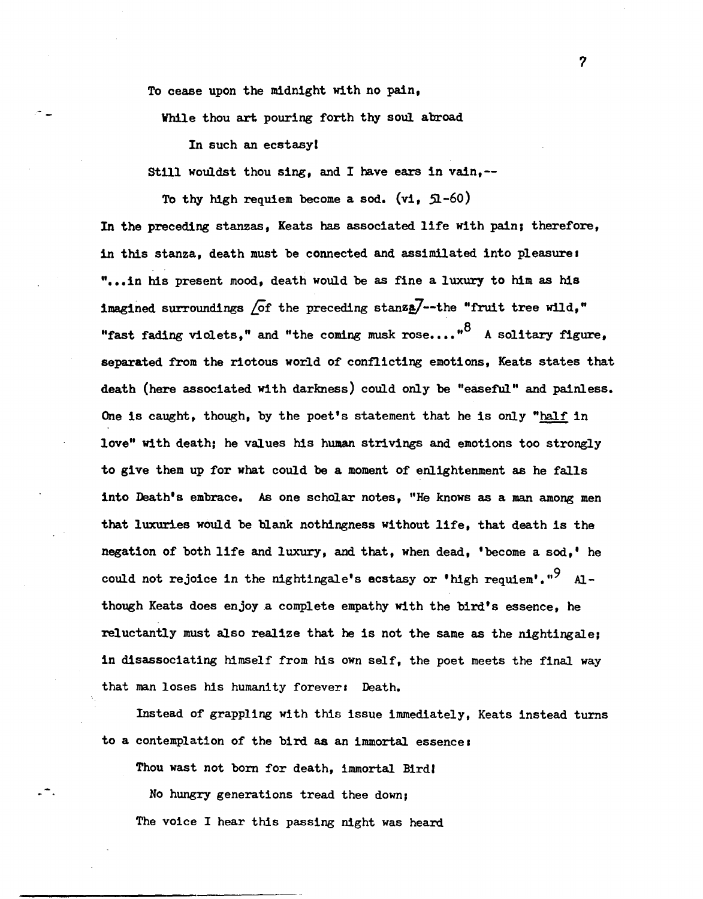To cease upon the midnight with no pain,

  While thou art pouring forth thy soul abroad

    In such an ecstasy!

Still wouldst thou sing, and I have ears in vain,--

  To thy high requiem become a sod. (vi, 51-60)

In the preceding stanzas, Keats has associated life with pain; therefore, in this stanza, death must be connected and assimilated into pleasure: "...in his present mood, death would be as fine a luxury to him as his imagined surroundings [of the preceding stanza]--the "fruit tree wild," "fast fading violets," and "the coming musk rose...."[8] A solitary figure, separated from the riotous world of conflicting emotions, Keats states that death (here associated with darkness) could only be "easeful" and painless. One is caught, though, by the poet's statement that he is only "half in love" with death; he values his human strivings and emotions too strongly to give them up for what could be a moment of enlightenment as he falls into Death's embrace. As one scholar notes, "He knows as a man among men that luxuries would be blank nothingness without life, that death is the negation of both life and luxury, and that, when dead, 'become a sod,' he could not rejoice in the nightingale's ecstasy or 'high requiem'."[9] Although Keats does enjoy a complete empathy with the bird's essence, he reluctantly must also realize that he is not the same as the nightingale; in disassociating himself from his own self, the poet meets the final way that man loses his humanity forever: Death.

Instead of grappling with this issue immediately, Keats instead turns to a contemplation of the bird as an immortal essence:

Thou wast not born for death, immortal Bird!

  No hungry generations tread thee down;

The voice I hear this passing night was heard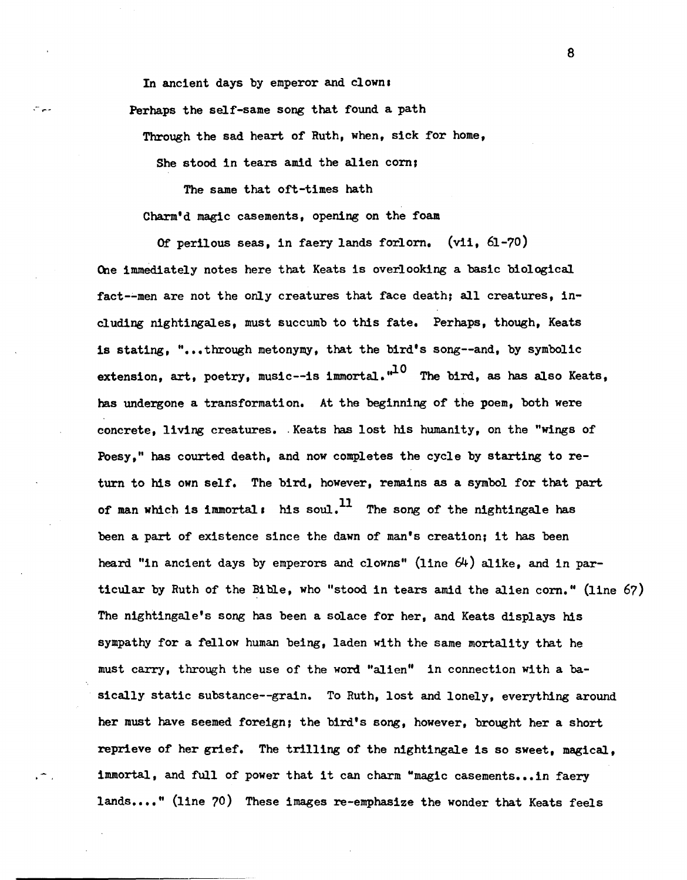In ancient days by emperor and clown:

Perhaps the self-same song that found a path

Through the sad heart of Ruth, when, sick for home,

She stood in tears amid the alien corn;

The same that oft-times hath

Charm'd magic casements, opening on the foam

Of perilous seas, in faery lands forlorn. (vii, 61-70)

One immediately notes here that Keats is overlooking a basic biological fact--men are not the only creatures that face death; all creatures, including nightingales, must succumb to this fate. Perhaps, though, Keats is stating, "...through metonymy, that the bird's song--and, by symbolic extension, art, poetry, music--is immortal."[10] The bird, as has also Keats, has undergone a transformation. At the beginning of the poem, both were concrete, living creatures. Keats has lost his humanity, on the "wings of Poesy," has courted death, and now completes the cycle by starting to return to his own self. The bird, however, remains as a symbol for that part of man which is immortal: his soul.[11] The song of the nightingale has been a part of existence since the dawn of man's creation; it has been heard "in ancient days by emperors and clowns" (line 64) alike, and in particular by Ruth of the Bible, who "stood in tears amid the alien corn." (line 67) The nightingale's song has been a solace for her, and Keats displays his sympathy for a fellow human being, laden with the same mortality that he must carry, through the use of the word "alien" in connection with a basically static substance--grain. To Ruth, lost and lonely, everything around her must have seemed foreign; the bird's song, however, brought her a short reprieve of her grief. The trilling of the nightingale is so sweet, magical, immortal, and full of power that it can charm "magic casements...in faery lands...." (line 70) These images re-emphasize the wonder that Keats feels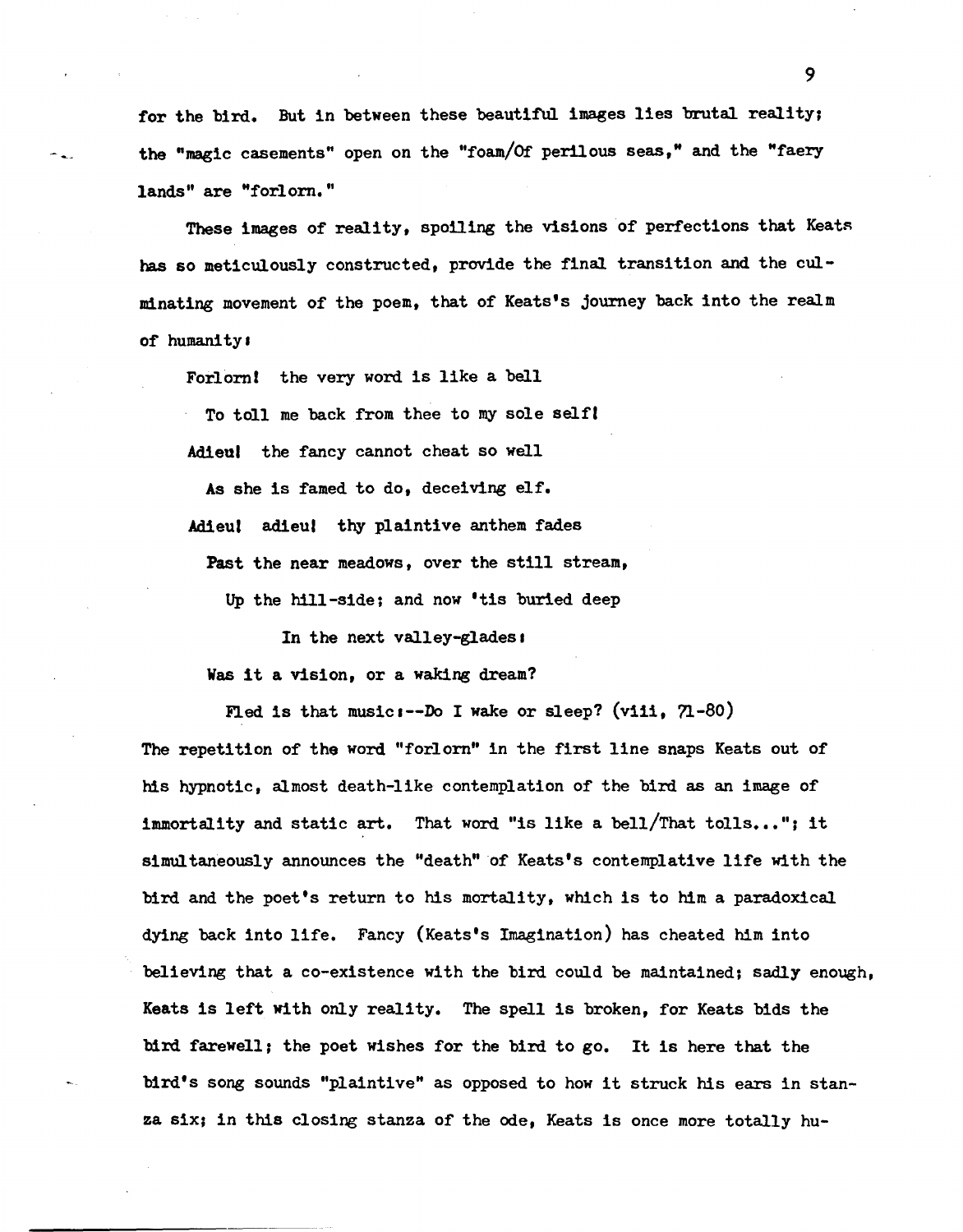for the bird. But in between these beautiful images lies brutal reality; the "magic casements" open on the "foam/Of perilous seas," and the "faery lands" are "forlorn."

These images of reality, spoiling the visions of perfections that Keats has so meticulously constructed, provide the final transition and the culminating movement of the poem, that of Keats's journey back into the realm of humanity:

> Forlorn! the very word is like a bell
>
> To toll me back from thee to my sole self!
>
> Adieu! the fancy cannot cheat so well
>
> As she is famed to do, deceiving elf.
>
> Adieu! adieu! thy plaintive anthem fades
>
> Past the near meadows, over the still stream,
>
> Up the hill-side; and now 'tis buried deep
>
> In the next valley-glades:
>
> Was it a vision, or a waking dream?
>
> Fled is that music:--Do I wake or sleep? (viii, 71-80)

The repetition of the word "forlorn" in the first line snaps Keats out of his hypnotic, almost death-like contemplation of the bird as an image of immortality and static art. That word "is like a bell/That tolls..."; it simultaneously announces the "death" of Keats's contemplative life with the bird and the poet's return to his mortality, which is to him a paradoxical dying back into life. Fancy (Keats's Imagination) has cheated him into believing that a co-existence with the bird could be maintained; sadly enough, Keats is left with only reality. The spell is broken, for Keats bids the bird farewell; the poet wishes for the bird to go. It is here that the bird's song sounds "plaintive" as opposed to how it struck his ears in stanza six; in this closing stanza of the ode, Keats is once more totally hu-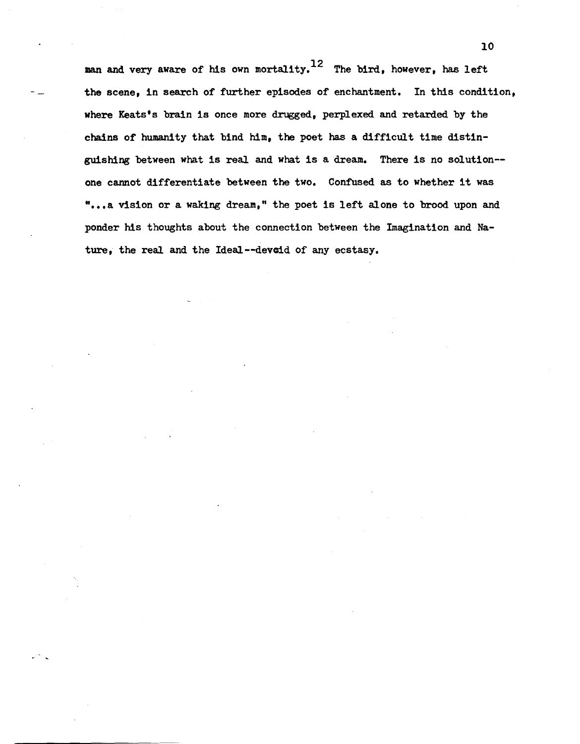man and very aware of his own mortality.[12] The bird, however, has left the scene, in search of further episodes of enchantment. In this condition, where Keats's brain is once more drugged, perplexed and retarded by the chains of humanity that bind him, the poet has a difficult time distinguishing between what is real and what is a dream. There is no solution--one cannot differentiate between the two. Confused as to whether it was "...a vision or a waking dream," the poet is left alone to brood upon and ponder his thoughts about the connection between the Imagination and Nature, the real and the Ideal--devoid of any ecstasy.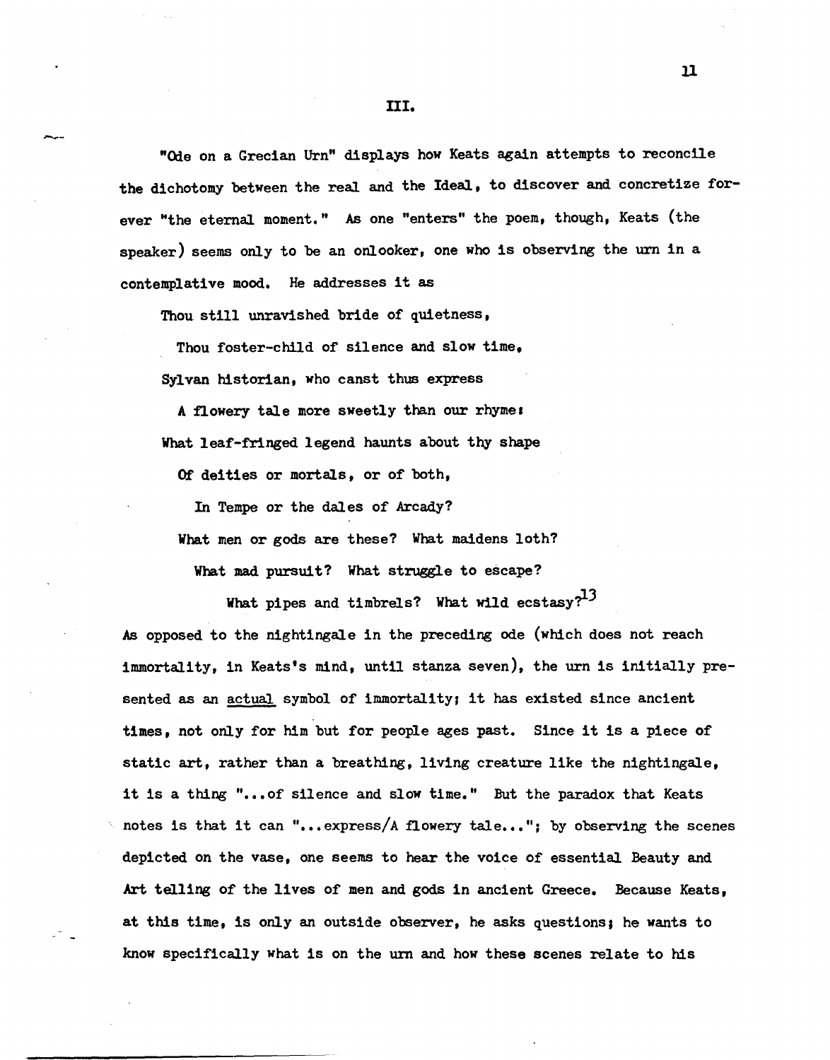## III.

"Ode on a Grecian Urn" displays how Keats again attempts to reconcile the dichotomy between the real and the Ideal, to discover and concretize forever "the eternal moment." As one "enters" the poem, though, Keats (the speaker) seems only to be an onlooker, one who is observing the urn in a contemplative mood. He addresses it as

> Thou still unravished bride of quietness,
>
> Thou foster-child of silence and slow time,
>
> Sylvan historian, who canst thus express
>
> A flowery tale more sweetly than our rhyme:
>
> What leaf-fringed legend haunts about thy shape
>
> Of deities or mortals, or of both,
>
> In Tempe or the dales of Arcady?
>
> What men or gods are these? What maidens loth?
>
> What mad pursuit? What struggle to escape?
>
> What pipes and timbrels? What wild ecstasy?[13]

As opposed to the nightingale in the preceding ode (which does not reach immortality, in Keats's mind, until stanza seven), the urn is initially presented as an actual symbol of immortality; it has existed since ancient times, not only for him but for people ages past. Since it is a piece of static art, rather than a breathing, living creature like the nightingale, it is a thing "...of silence and slow time." But the paradox that Keats notes is that it can "...express/A flowery tale..."; by observing the scenes depicted on the vase, one seems to hear the voice of essential Beauty and Art telling of the lives of men and gods in ancient Greece. Because Keats, at this time, is only an outside observer, he asks questions; he wants to know specifically what is on the urn and how these scenes relate to his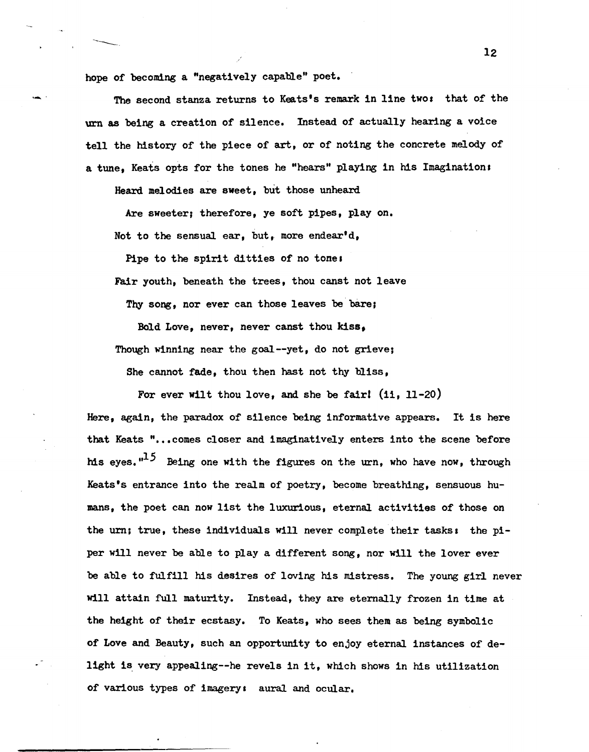hope of becoming a "negatively capable" poet.

The second stanza returns to Keats's remark in line two: that of the urn as being a creation of silence. Instead of actually hearing a voice tell the history of the piece of art, or of noting the concrete melody of a tune, Keats opts for the tones he "hears" playing in his Imagination:

> Heard melodies are sweet, but those unheard
>   Are sweeter; therefore, ye soft pipes, play on.
> Not to the sensual ear, but, more endear'd,
>   Pipe to the spirit ditties of no tone:
> Fair youth, beneath the trees, thou canst not leave
>   Thy song, nor ever can those leaves be bare;
>     Bold Love, never, never canst thou kiss,
> Though winning near the goal--yet, do not grieve;
>   She cannot fade, thou then hast not thy bliss,
>     For ever wilt thou love, and she be fair! (ii, 11-20)

Here, again, the paradox of silence being informative appears. It is here that Keats "...comes closer and imaginatively enters into the scene before his eyes."[15] Being one with the figures on the urn, who have now, through Keats's entrance into the realm of poetry, become breathing, sensuous humans, the poet can now list the luxurious, eternal activities of those on the urn; true, these individuals will never complete their tasks: the piper will never be able to play a different song, nor will the lover ever be able to fulfill his desires of loving his mistress. The young girl never will attain full maturity. Instead, they are eternally frozen in time at the height of their ecstasy. To Keats, who sees them as being symbolic of Love and Beauty, such an opportunity to enjoy eternal instances of delight is very appealing--he revels in it, which shows in his utilization of various types of imagery: aural and ocular.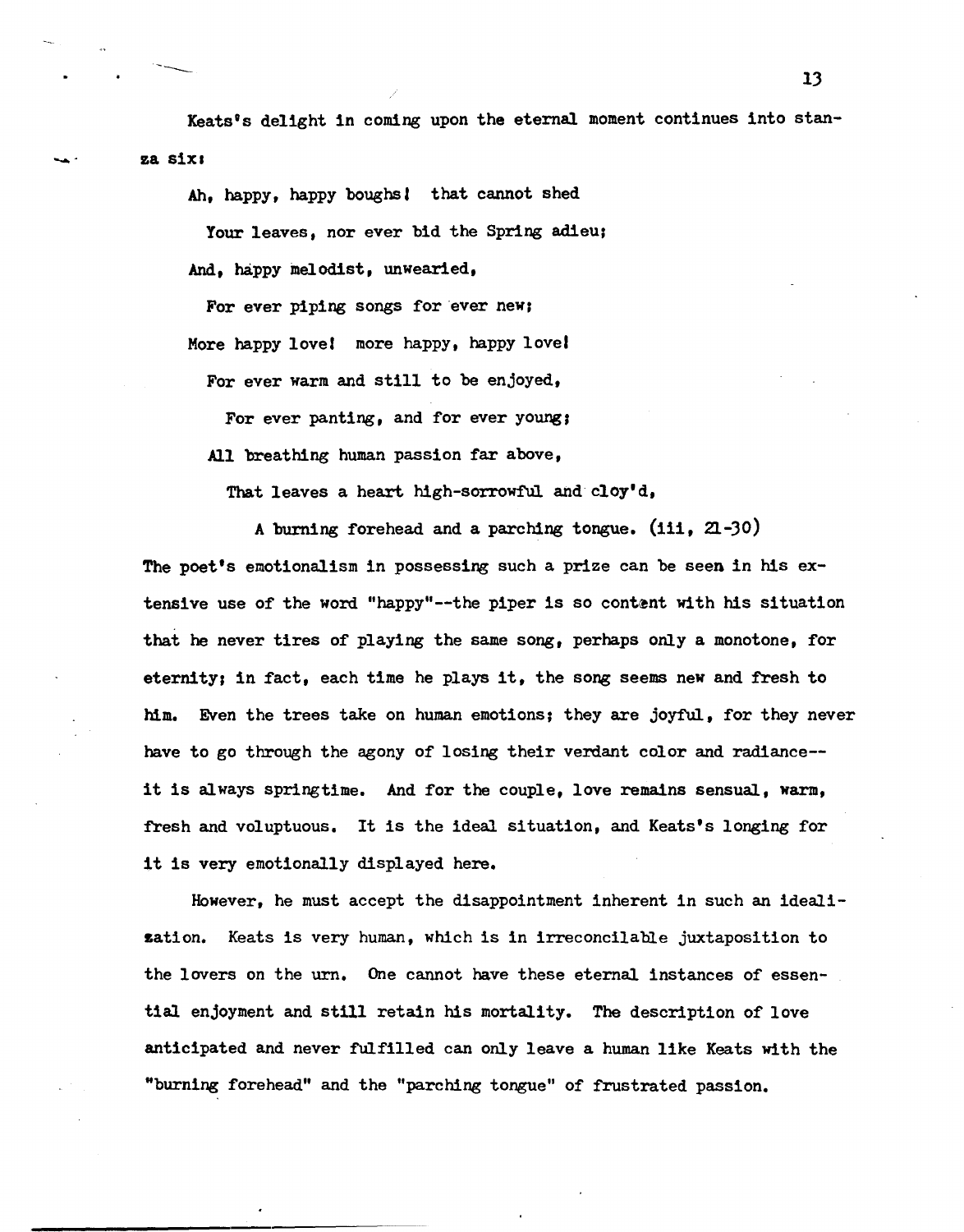Keats's delight in coming upon the eternal moment continues into stanza six:

> Ah, happy, happy boughs! that cannot shed
>
> Your leaves, nor ever bid the Spring adieu;
>
> And, happy melodist, unwearied,
>
> For ever piping songs for ever new;
>
> More happy love! more happy, happy love!
>
> For ever warm and still to be enjoyed,
>
> For ever panting, and for ever young;
>
> All breathing human passion far above,
>
> That leaves a heart high-sorrowful and cloy'd,
>
> A burning forehead and a parching tongue. (iii, 21-30)

The poet's emotionalism in possessing such a prize can be seen in his extensive use of the word "happy"--the piper is so content with his situation that he never tires of playing the same song, perhaps only a monotone, for eternity; in fact, each time he plays it, the song seems new and fresh to him. Even the trees take on human emotions; they are joyful, for they never have to go through the agony of losing their verdant color and radiance--it is always springtime. And for the couple, love remains sensual, warm, fresh and voluptuous. It is the ideal situation, and Keats's longing for it is very emotionally displayed here.

However, he must accept the disappointment inherent in such an idealization. Keats is very human, which is in irreconcilable juxtaposition to the lovers on the urn. One cannot have these eternal instances of essential enjoyment and still retain his mortality. The description of love anticipated and never fulfilled can only leave a human like Keats with the "burning forehead" and the "parching tongue" of frustrated passion.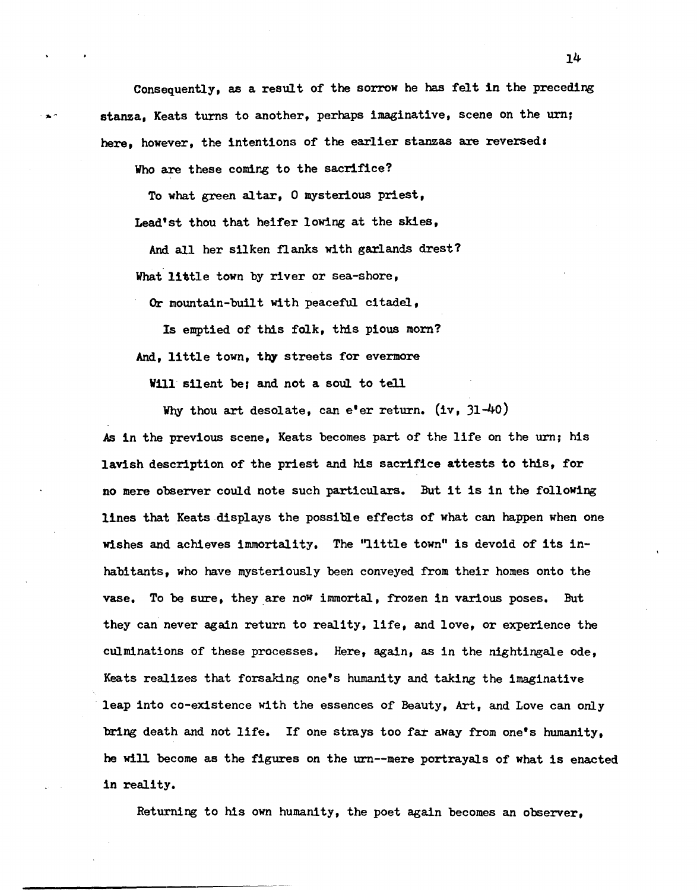Consequently, as a result of the sorrow he has felt in the preceding stanza, Keats turns to another, perhaps imaginative, scene on the urn; here, however, the intentions of the earlier stanzas are reversed:

> Who are these coming to the sacrifice?
>
> To what green altar, O mysterious priest,
>
> Lead'st thou that heifer lowing at the skies,
>
> And all her silken flanks with garlands drest?
>
> What little town by river or sea-shore,
>
> Or mountain-built with peaceful citadel,
>
> Is emptied of this folk, this pious morn?
>
> And, little town, thy streets for evermore
>
> Will silent be; and not a soul to tell
>
> Why thou art desolate, can e'er return. (iv, 31-40)

As in the previous scene, Keats becomes part of the life on the urn; his lavish description of the priest and his sacrifice attests to this, for no mere observer could note such particulars. But it is in the following lines that Keats displays the possible effects of what can happen when one wishes and achieves immortality. The "little town" is devoid of its inhabitants, who have mysteriously been conveyed from their homes onto the vase. To be sure, they are now immortal, frozen in various poses. But they can never again return to reality, life, and love, or experience the culminations of these processes. Here, again, as in the nightingale ode, Keats realizes that forsaking one's humanity and taking the imaginative leap into co-existence with the essences of Beauty, Art, and Love can only bring death and not life. If one strays too far away from one's humanity, he will become as the figures on the urn--mere portrayals of what is enacted in reality.

Returning to his own humanity, the poet again becomes an observer,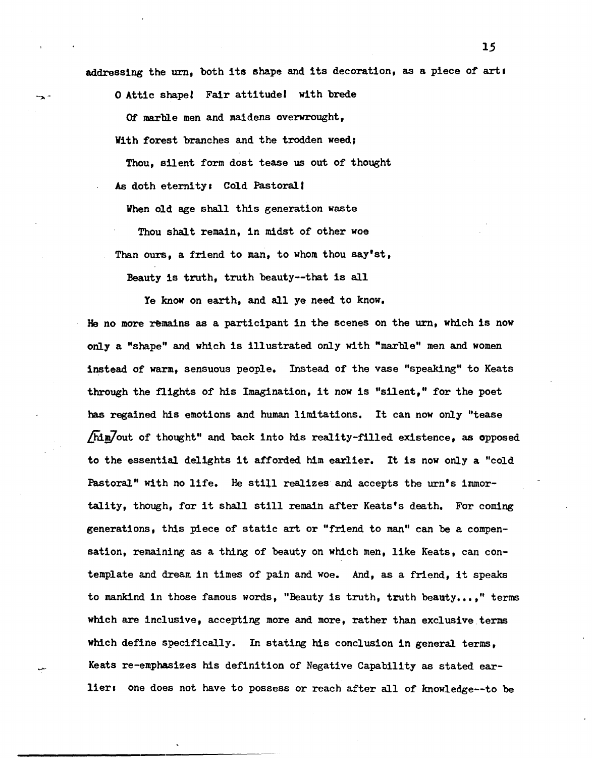addressing the urn, both its shape and its decoration, as a piece of art:

> O Attic shape! Fair attitude! with brede
>
> Of marble men and maidens overwrought,
>
> With forest branches and the trodden weed;
>
> Thou, silent form dost tease us out of thought
>
> As doth eternity: Cold Pastoral!
>
> When old age shall this generation waste
>
> Thou shalt remain, in midst of other woe
>
> Than ours, a friend to man, to whom thou say'st,
>
> Beauty is truth, truth beauty--that is all
>
> Ye know on earth, and all ye need to know.

He no more remains as a participant in the scenes on the urn, which is now only a "shape" and which is illustrated only with "marble" men and women instead of warm, sensuous people. Instead of the vase "speaking" to Keats through the flights of his Imagination, it now is "silent," for the poet has regained his emotions and human limitations. It can now only "tease [him] out of thought" and back into his reality-filled existence, as opposed to the essential delights it afforded him earlier. It is now only a "cold Pastoral" with no life. He still realizes and accepts the urn's immortality, though, for it shall still remain after Keats's death. For coming generations, this piece of static art or "friend to man" can be a compensation, remaining as a thing of beauty on which men, like Keats, can contemplate and dream in times of pain and woe. And, as a friend, it speaks to mankind in those famous words, "Beauty is truth, truth beauty...," terms which are inclusive, accepting more and more, rather than exclusive terms which define specifically. In stating his conclusion in general terms, Keats re-emphasizes his definition of Negative Capability as stated earlier: one does not have to possess or reach after all of knowledge--to be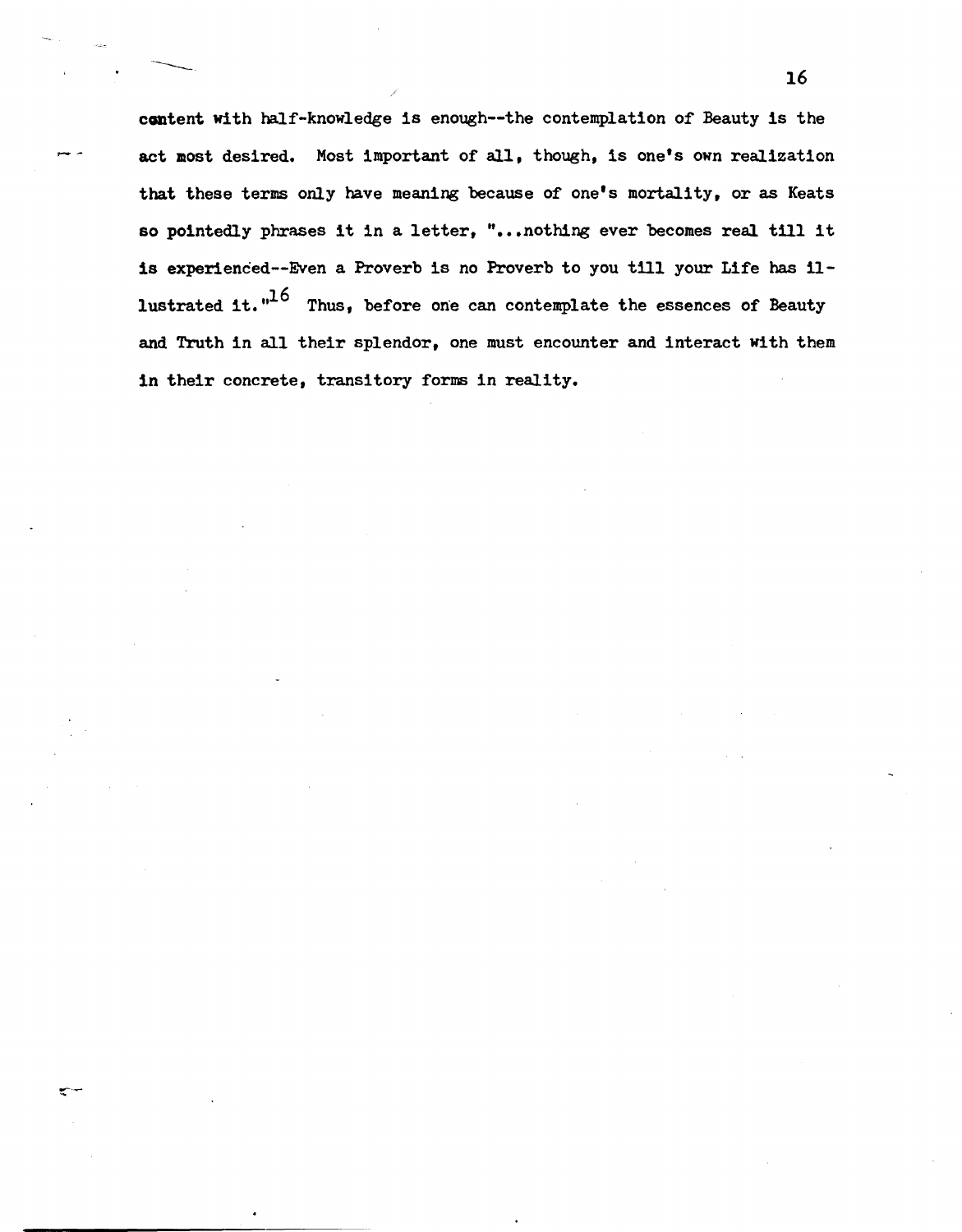content with half-knowledge is enough--the contemplation of Beauty is the act most desired. Most important of all, though, is one's own realization that these terms only have meaning because of one's mortality, or as Keats so pointedly phrases it in a letter, "...nothing ever becomes real till it is experienced--Even a Proverb is no Proverb to you till your Life has illustrated it."[16] Thus, before one can contemplate the essences of Beauty and Truth in all their splendor, one must encounter and interact with them in their concrete, transitory forms in reality.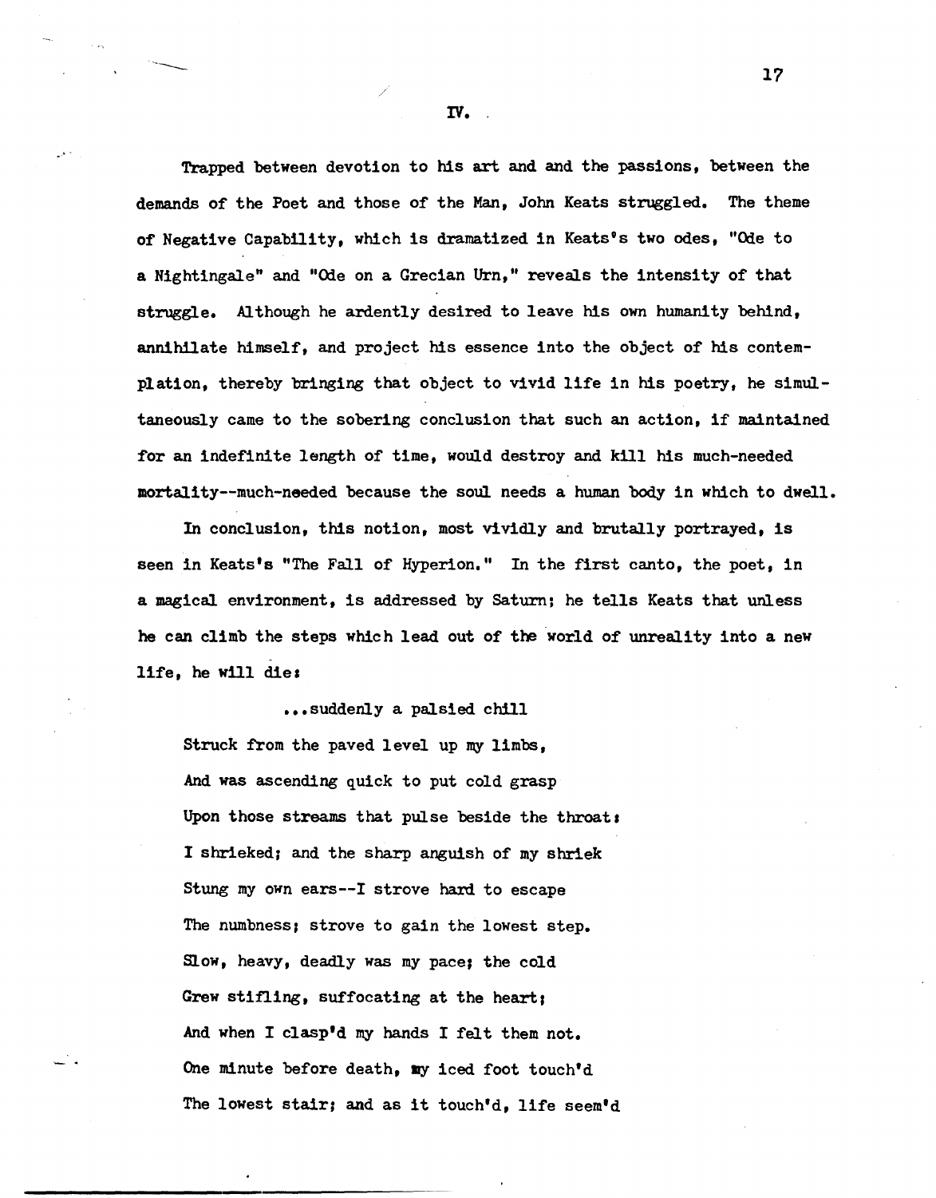## IV.

Trapped between devotion to his art and and the passions, between the demands of the Poet and those of the Man, John Keats struggled. The theme of Negative Capability, which is dramatized in Keats's two odes, "Ode to a Nightingale" and "Ode on a Grecian Urn," reveals the intensity of that struggle. Although he ardently desired to leave his own humanity behind, annihilate himself, and project his essence into the object of his contemplation, thereby bringing that object to vivid life in his poetry, he simultaneously came to the sobering conclusion that such an action, if maintained for an indefinite length of time, would destroy and kill his much-needed mortality--much-needed because the soul needs a human body in which to dwell.

In conclusion, this notion, most vividly and brutally portrayed, is seen in Keats's "The Fall of Hyperion." In the first canto, the poet, in a magical environment, is addressed by Saturn; he tells Keats that unless he can climb the steps which lead out of the world of unreality into a new life, he will die:

> ...suddenly a palsied chill
> Struck from the paved level up my limbs,
> And was ascending quick to put cold grasp
> Upon those streams that pulse beside the throat:
> I shrieked; and the sharp anguish of my shriek
> Stung my own ears--I strove hard to escape
> The numbness; strove to gain the lowest step.
> Slow, heavy, deadly was my pace; the cold
> Grew stifling, suffocating at the heart;
> And when I clasp'd my hands I felt them not.
> One minute before death, my iced foot touch'd
> The lowest stair; and as it touch'd, life seem'd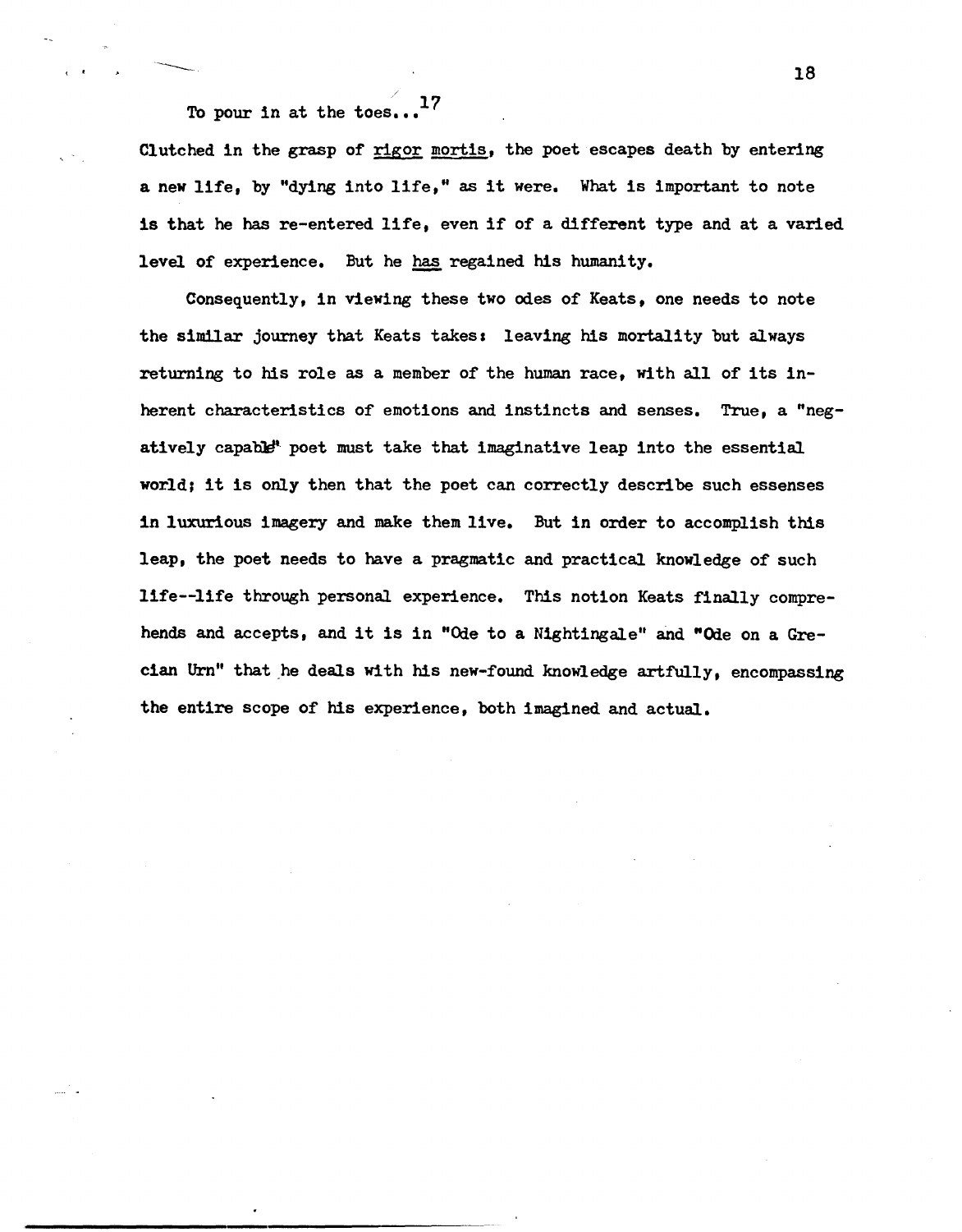To pour in at the toes...[17]

Clutched in the grasp of _rigor mortis_, the poet escapes death by entering a new life, by "dying into life," as it were. What is important to note is that he has re-entered life, even if of a different type and at a varied level of experience. But he _has_ regained his humanity.

Consequently, in viewing these two odes of Keats, one needs to note the similar journey that Keats takes: leaving his mortality but always returning to his role as a member of the human race, with all of its inherent characteristics of emotions and instincts and senses. True, a "negatively capable" poet must take that imaginative leap into the essential world; it is only then that the poet can correctly describe such essenses in luxurious imagery and make them live. But in order to accomplish this leap, the poet needs to have a pragmatic and practical knowledge of such life--life through personal experience. This notion Keats finally comprehends and accepts, and it is in "Ode to a Nightingale" and "Ode on a Grecian Urn" that he deals with his new-found knowledge artfully, encompassing the entire scope of his experience, both imagined and actual.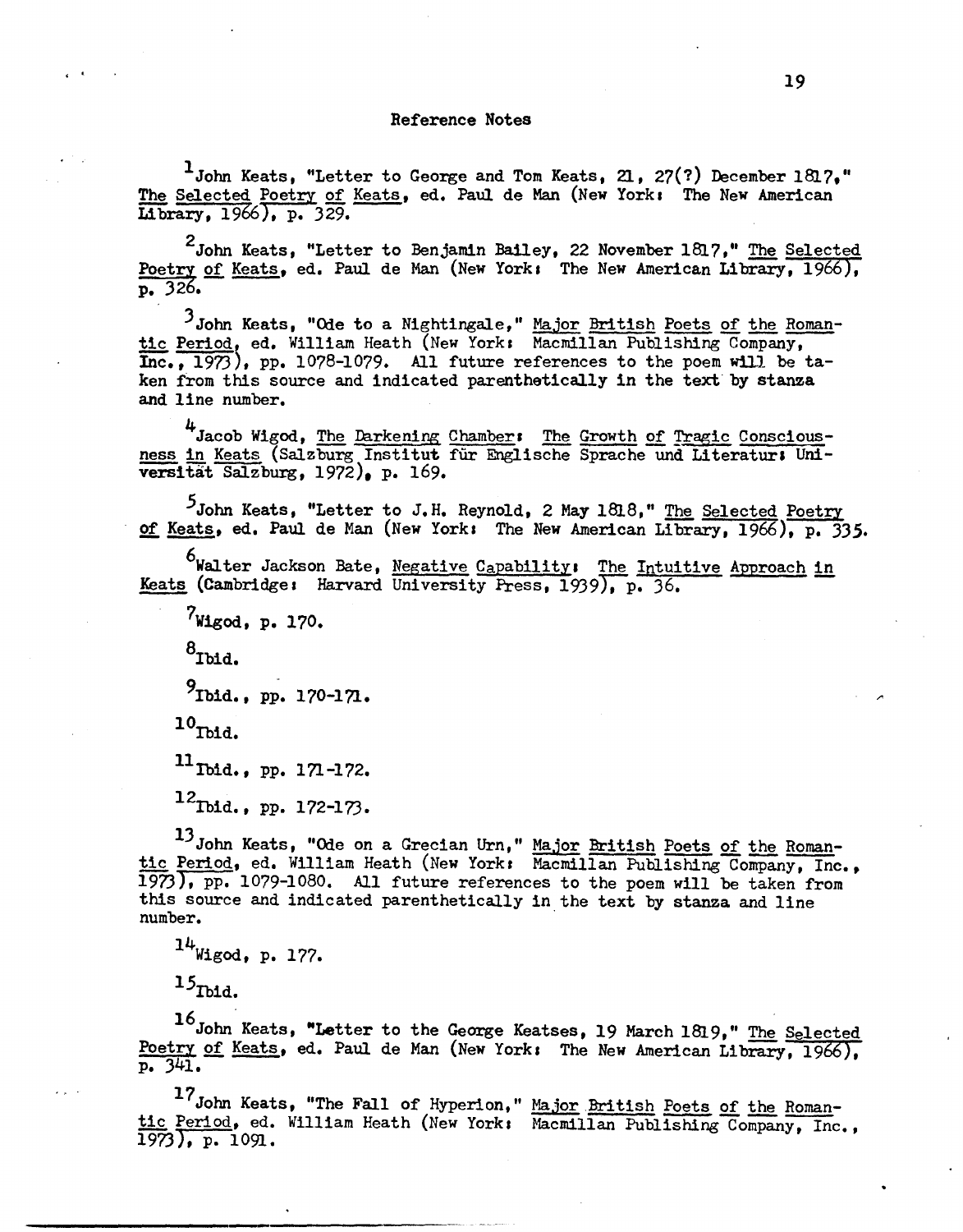## Reference Notes

[1]John Keats, "Letter to George and Tom Keats, 21, 27(?) December 1817," The Selected Poetry of Keats, ed. Paul de Man (New York: The New American Library, 1966), p. 329.

[2]John Keats, "Letter to Benjamin Bailey, 22 November 1817," The Selected Poetry of Keats, ed. Paul de Man (New York: The New American Library, 1966), p. 326.

[3]John Keats, "Ode to a Nightingale," Major British Poets of the Romantic Period, ed. William Heath (New York: Macmillan Publishing Company, Inc., 1973), pp. 1078-1079. All future references to the poem will be taken from this source and indicated parenthetically in the text by stanza and line number.

[4]Jacob Wigod, The Darkening Chamber: The Growth of Tragic Consciousness in Keats (Salzburg Institut für Englische Sprache und Literatur: Universität Salzburg, 1972), p. 169.

[5]John Keats, "Letter to J.H. Reynold, 2 May 1818," The Selected Poetry of Keats, ed. Paul de Man (New York: The New American Library, 1966), p. 335.

[6]Walter Jackson Bate, Negative Capability: The Intuitive Approach in Keats (Cambridge: Harvard University Press, 1939), p. 36.

[7]Wigod, p. 170.

[8]Ibid.

[9]Ibid., pp. 170-171.

[10]Ibid.

[11]Ibid., pp. 171-172.

[12]Ibid., pp. 172-173.

[13]John Keats, "Ode on a Grecian Urn," Major British Poets of the Romantic Period, ed. William Heath (New York: Macmillan Publishing Company, Inc., 1973), pp. 1079-1080. All future references to the poem will be taken from this source and indicated parenthetically in the text by stanza and line number.

[14]Wigod, p. 177.

[15]Ibid.

[16]John Keats, "Letter to the George Keatses, 19 March 1819," The Selected Poetry of Keats, ed. Paul de Man (New York: The New American Library, 1966), p. 341.

[17]John Keats, "The Fall of Hyperion," Major British Poets of the Romantic Period, ed. William Heath (New York: Macmillan Publishing Company, Inc., 1973), p. 1091.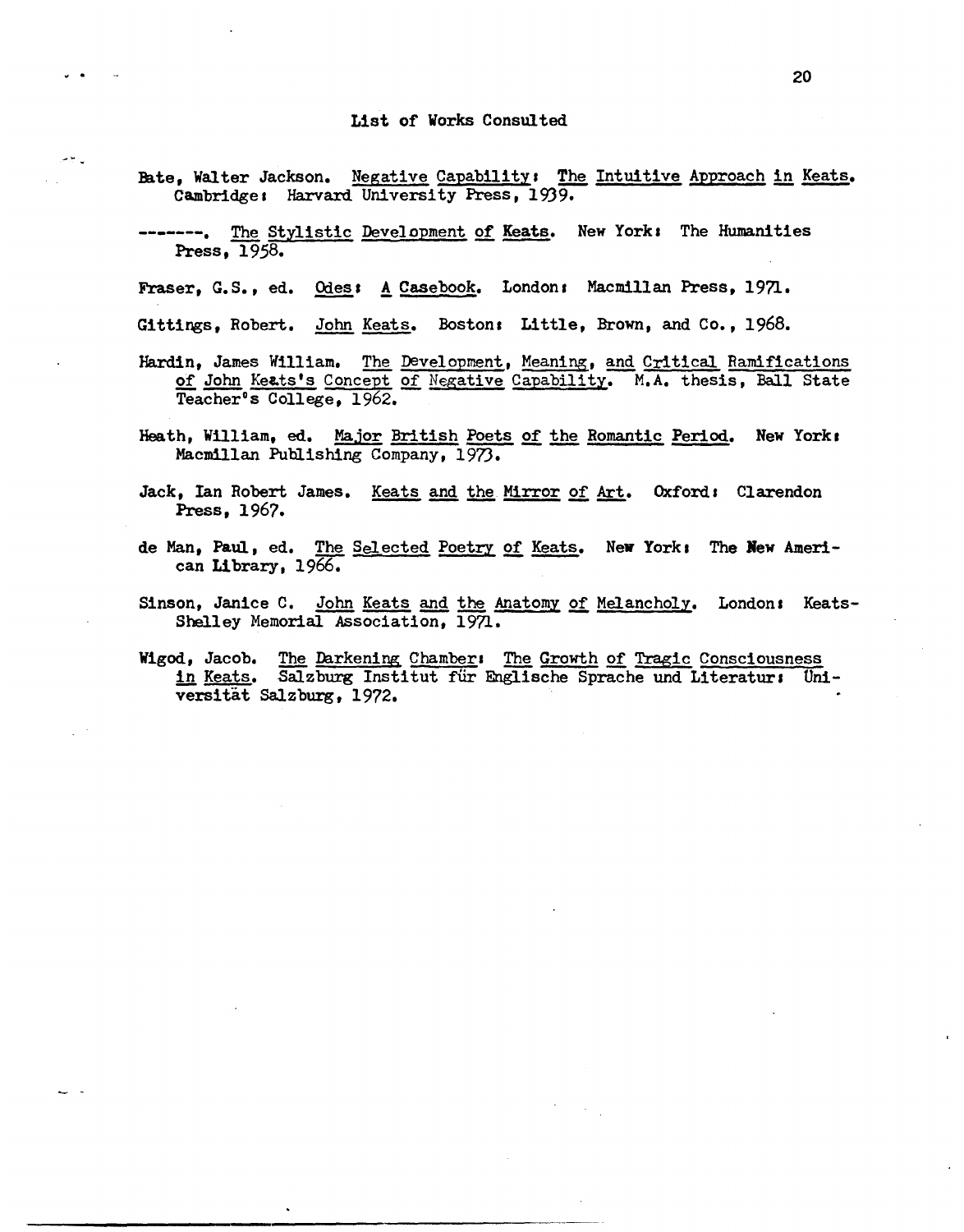## List of Works Consulted

Bate, Walter Jackson. Negative Capability: The Intuitive Approach in Keats. Cambridge: Harvard University Press, 1939.

-------. The Stylistic Development of Keats. New York: The Humanities Press, 1958.

Fraser, G.S., ed. Odes: A Casebook. London: Macmillan Press, 1971.

Gittings, Robert. John Keats. Boston: Little, Brown, and Co., 1968.

Hardin, James William. The Development, Meaning, and Critical Ramifications of John Keats's Concept of Negative Capability. M.A. thesis, Ball State Teacher's College, 1962.

Heath, William, ed. Major British Poets of the Romantic Period. New York: Macmillan Publishing Company, 1973.

Jack, Ian Robert James. Keats and the Mirror of Art. Oxford: Clarendon Press, 1967.

de Man, Paul, ed. The Selected Poetry of Keats. New York: The New American Library, 1966.

Sinson, Janice C. John Keats and the Anatomy of Melancholy. London: Keats-Shelley Memorial Association, 1971.

Wigod, Jacob. The Darkening Chamber: The Growth of Tragic Consciousness in Keats. Salzburg Institut für Englische Sprache und Literatur: Universität Salzburg, 1972.